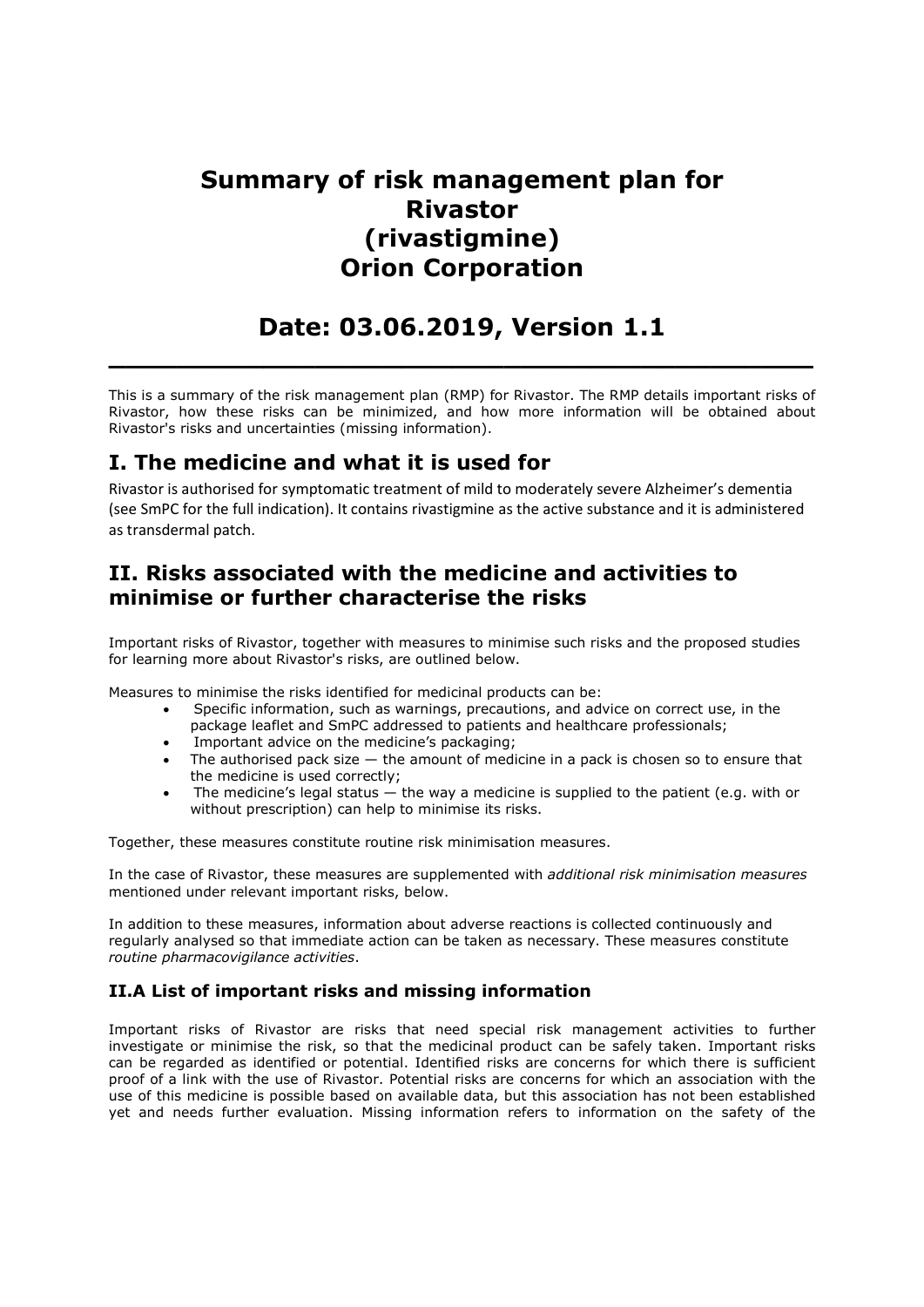# Summary of risk management plan for Rivastor (rivastigmine) Orion Corporation

# Date: 03.06.2019, Version 1.1

---

This is a summary of the risk management plan (RMP) for Rivastor. The RMP details important risks of Rivastor, how these risks can be minimized, and how more information will be obtained about Rivastor's risks and uncertainties (missing information).

## I. The medicine and what it is used for

Rivastor is authorised for symptomatic treatment of mild to moderately severe Alzheimer's dementia (see SmPC for the full indication). It contains rivastigmine as the active substance and it is administered as transdermal patch.

## II. Risks associated with the medicine and activities to minimise or further characterise the risks

Important risks of Rivastor, together with measures to minimise such risks and the proposed studies for learning more about Rivastor's risks, are outlined below.

Measures to minimise the risks identified for medicinal products can be:

- Specific information, such as warnings, precautions, and advice on correct use, in the package leaflet and SmPC addressed to patients and healthcare professionals;
- Important advice on the medicine's packaging;
- The authorised pack size — the amount of medicine in a pack is chosen so to ensure that the medicine is used correctly;
- The medicine's legal status — the way a medicine is supplied to the patient (e.g. with or without prescription) can help to minimise its risks.

Together, these measures constitute routine risk minimisation measures.

In the case of Rivastor, these measures are supplemented with *additional risk minimisation measures* mentioned under relevant important risks, below.

In addition to these measures, information about adverse reactions is collected continuously and regularly analysed so that immediate action can be taken as necessary. These measures constitute *routine pharmacovigilance activities*.

### II.A List of important risks and missing information

Important risks of Rivastor are risks that need special risk management activities to further investigate or minimise the risk, so that the medicinal product can be safely taken. Important risks can be regarded as identified or potential. Identified risks are concerns for which there is sufficient proof of a link with the use of Rivastor. Potential risks are concerns for which an association with the use of this medicine is possible based on available data, but this association has not been established yet and needs further evaluation. Missing information refers to information on the safety of the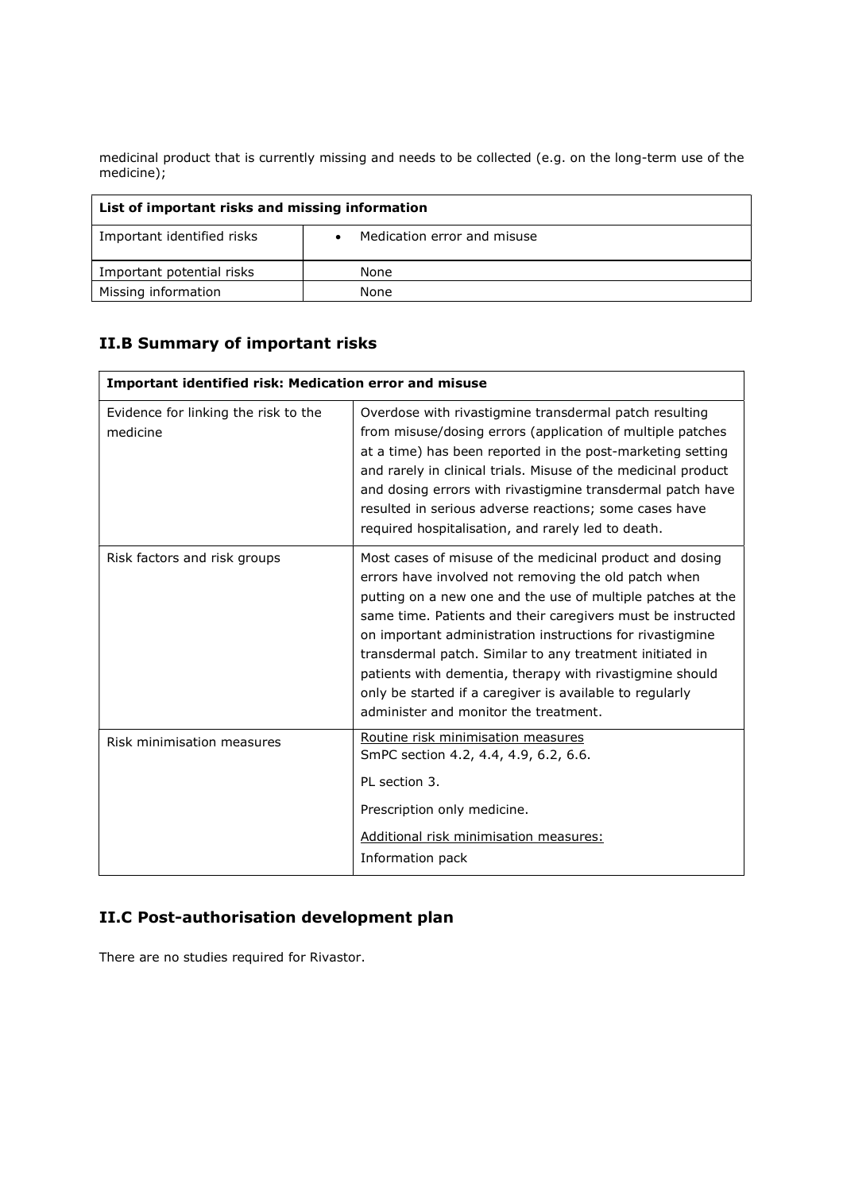medicinal product that is currently missing and needs to be collected (e.g. on the long-term use of the medicine);

| List of important risks and missing information | |
|---|---|
| Important identified risks | • Medication error and misuse |
| Important potential risks | None |
| Missing information | None |

## II.B Summary of important risks

| Important identified risk: Medication error and misuse | |
|---|---|
| Evidence for linking the risk to the medicine | Overdose with rivastigmine transdermal patch resulting from misuse/dosing errors (application of multiple patches at a time) has been reported in the post-marketing setting and rarely in clinical trials. Misuse of the medicinal product and dosing errors with rivastigmine transdermal patch have resulted in serious adverse reactions; some cases have required hospitalisation, and rarely led to death. |
| Risk factors and risk groups | Most cases of misuse of the medicinal product and dosing errors have involved not removing the old patch when putting on a new one and the use of multiple patches at the same time. Patients and their caregivers must be instructed on important administration instructions for rivastigmine transdermal patch. Similar to any treatment initiated in patients with dementia, therapy with rivastigmine should only be started if a caregiver is available to regularly administer and monitor the treatment. |
| Risk minimisation measures | Routine risk minimisation measures<br>SmPC section 4.2, 4.4, 4.9, 6.2, 6.6.<br>PL section 3.<br>Prescription only medicine.<br>Additional risk minimisation measures:<br>Information pack |

## II.C Post-authorisation development plan

There are no studies required for Rivastor.